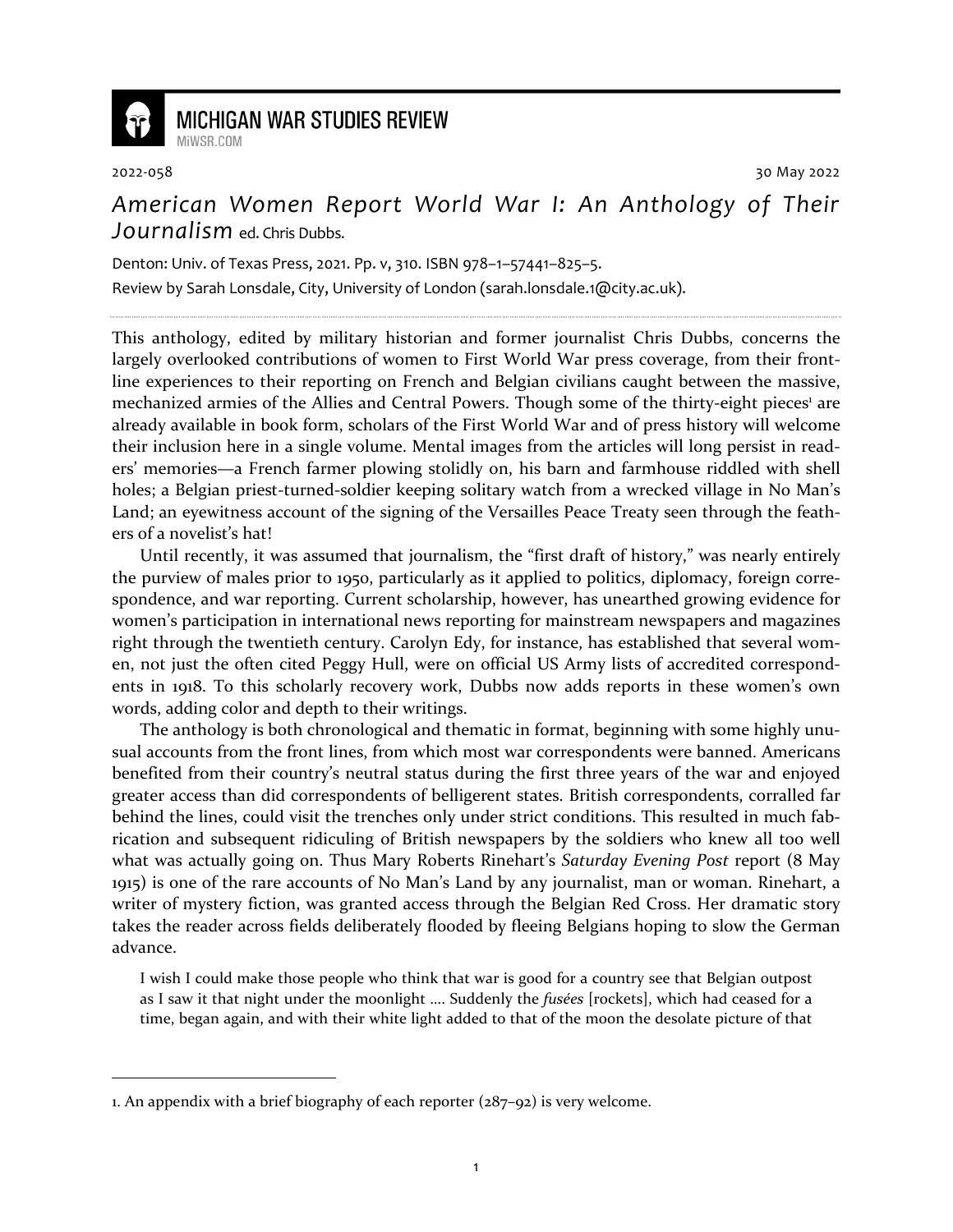2022-058

30 May 2022

# *American Women Report World War I: An Anthology of Their Journalism* ed. Chris Dubbs.

Denton: Univ. of Texas Press, 2021. Pp. v, 310. ISBN 978–1–57441–825–5.

Review by Sarah Lonsdale, City, University of London (sarah.lonsdale.1@city.ac.uk).

This anthology, edited by military historian and former journalist Chris Dubbs, concerns the largely overlooked contributions of women to First World War press coverage, from their front-line experiences to their reporting on French and Belgian civilians caught between the massive, mechanized armies of the Allies and Central Powers. Though some of the thirty-eight pieces[1] are already available in book form, scholars of the First World War and of press history will welcome their inclusion here in a single volume. Mental images from the articles will long persist in readers' memories—a French farmer plowing stolidly on, his barn and farmhouse riddled with shell holes; a Belgian priest-turned-soldier keeping solitary watch from a wrecked village in No Man's Land; an eyewitness account of the signing of the Versailles Peace Treaty seen through the feathers of a novelist's hat!

Until recently, it was assumed that journalism, the "first draft of history," was nearly entirely the purview of males prior to 1950, particularly as it applied to politics, diplomacy, foreign correspondence, and war reporting. Current scholarship, however, has unearthed growing evidence for women's participation in international news reporting for mainstream newspapers and magazines right through the twentieth century. Carolyn Edy, for instance, has established that several women, not just the often cited Peggy Hull, were on official US Army lists of accredited correspondents in 1918. To this scholarly recovery work, Dubbs now adds reports in these women's own words, adding color and depth to their writings.

The anthology is both chronological and thematic in format, beginning with some highly unusual accounts from the front lines, from which most war correspondents were banned. Americans benefited from their country's neutral status during the first three years of the war and enjoyed greater access than did correspondents of belligerent states. British correspondents, corralled far behind the lines, could visit the trenches only under strict conditions. This resulted in much fabrication and subsequent ridiculing of British newspapers by the soldiers who knew all too well what was actually going on. Thus Mary Roberts Rinehart's *Saturday Evening Post* report (8 May 1915) is one of the rare accounts of No Man's Land by any journalist, man or woman. Rinehart, a writer of mystery fiction, was granted access through the Belgian Red Cross. Her dramatic story takes the reader across fields deliberately flooded by fleeing Belgians hoping to slow the German advance.

> I wish I could make those people who think that war is good for a country see that Belgian outpost as I saw it that night under the moonlight .... Suddenly the *fusées* [rockets], which had ceased for a time, began again, and with their white light added to that of the moon the desolate picture of that

[1] An appendix with a brief biography of each reporter (287–92) is very welcome.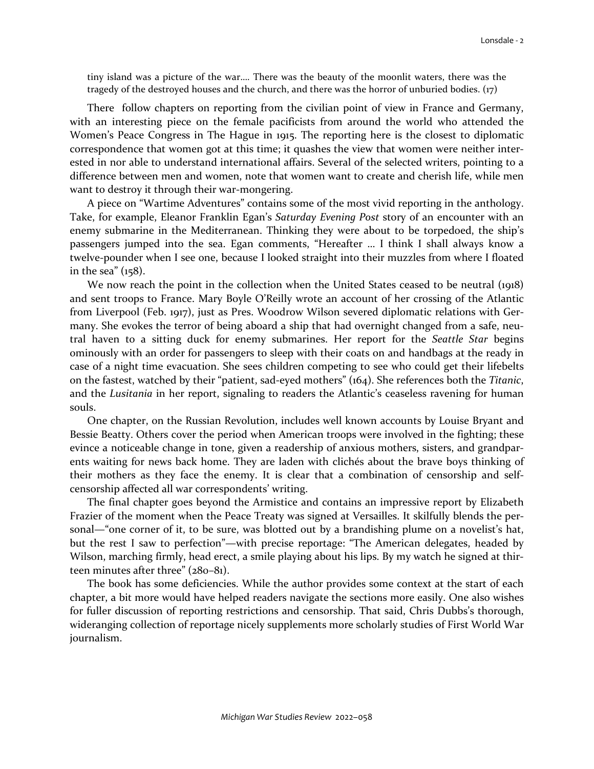> tiny island was a picture of the war.... There was the beauty of the moonlit waters, there was the tragedy of the destroyed houses and the church, and there was the horror of unburied bodies. (17)

There follow chapters on reporting from the civilian point of view in France and Germany, with an interesting piece on the female pacificists from around the world who attended the Women's Peace Congress in The Hague in 1915. The reporting here is the closest to diplomatic correspondence that women got at this time; it quashes the view that women were neither interested in nor able to understand international affairs. Several of the selected writers, pointing to a difference between men and women, note that women want to create and cherish life, while men want to destroy it through their war-mongering.

A piece on "Wartime Adventures" contains some of the most vivid reporting in the anthology. Take, for example, Eleanor Franklin Egan's *Saturday Evening Post* story of an encounter with an enemy submarine in the Mediterranean. Thinking they were about to be torpedoed, the ship's passengers jumped into the sea. Egan comments, "Hereafter ... I think I shall always know a twelve-pounder when I see one, because I looked straight into their muzzles from where I floated in the sea" (158).

We now reach the point in the collection when the United States ceased to be neutral (1918) and sent troops to France. Mary Boyle O'Reilly wrote an account of her crossing of the Atlantic from Liverpool (Feb. 1917), just as Pres. Woodrow Wilson severed diplomatic relations with Germany. She evokes the terror of being aboard a ship that had overnight changed from a safe, neutral haven to a sitting duck for enemy submarines. Her report for the *Seattle Star* begins ominously with an order for passengers to sleep with their coats on and handbags at the ready in case of a night time evacuation. She sees children competing to see who could get their lifebelts on the fastest, watched by their "patient, sad-eyed mothers" (164). She references both the *Titanic*, and the *Lusitania* in her report, signaling to readers the Atlantic's ceaseless ravening for human souls.

One chapter, on the Russian Revolution, includes well known accounts by Louise Bryant and Bessie Beatty. Others cover the period when American troops were involved in the fighting; these evince a noticeable change in tone, given a readership of anxious mothers, sisters, and grandparents waiting for news back home. They are laden with clichés about the brave boys thinking of their mothers as they face the enemy. It is clear that a combination of censorship and self-censorship affected all war correspondents' writing.

The final chapter goes beyond the Armistice and contains an impressive report by Elizabeth Frazier of the moment when the Peace Treaty was signed at Versailles. It skilfully blends the personal—"one corner of it, to be sure, was blotted out by a brandishing plume on a novelist's hat, but the rest I saw to perfection"—with precise reportage: "The American delegates, headed by Wilson, marching firmly, head erect, a smile playing about his lips. By my watch he signed at thirteen minutes after three" (280–81).

The book has some deficiencies. While the author provides some context at the start of each chapter, a bit more would have helped readers navigate the sections more easily. One also wishes for fuller discussion of reporting restrictions and censorship. That said, Chris Dubbs's thorough, wideranging collection of reportage nicely supplements more scholarly studies of First World War journalism.